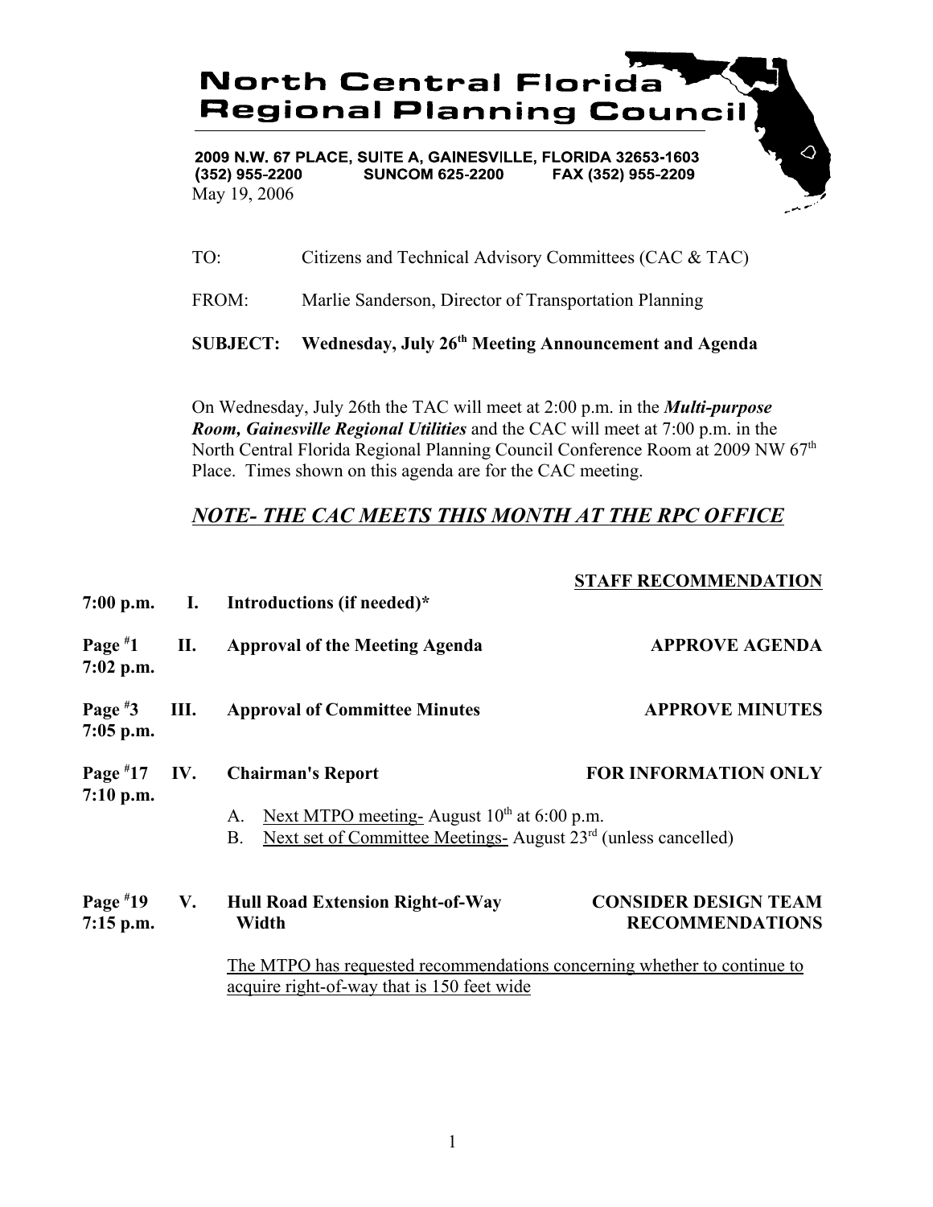# North Central Florida Regional Planning Council

**2009 N.W. 67 PLACE, SUITE A, GAINESVILLE, FLORIDA 32653-1603**
**(352) 955-2200 SUNCOM 625-2200 FAX (352) 955-2209**

May 19, 2006

TO: Citizens and Technical Advisory Committees (CAC & TAC)

FROM: Marlie Sanderson, Director of Transportation Planning

**SUBJECT: Wednesday, July 26th Meeting Announcement and Agenda**

On Wednesday, July 26th the TAC will meet at 2:00 p.m. in the ***Multi-purpose Room, Gainesville Regional Utilities*** and the CAC will meet at 7:00 p.m. in the North Central Florida Regional Planning Council Conference Room at 2009 NW 67th Place. Times shown on this agenda are for the CAC meeting.

## *NOTE- THE CAC MEETS THIS MONTH AT THE RPC OFFICE*

| | | | STAFF RECOMMENDATION |
|---|---|---|---|
| **7:00 p.m.** | **I.** | **Introductions (if needed)*** | |
| **Page #1 7:02 p.m.** | **II.** | **Approval of the Meeting Agenda** | **APPROVE AGENDA** |
| **Page #3 7:05 p.m.** | **III.** | **Approval of Committee Minutes** | **APPROVE MINUTES** |
| **Page #17 7:10 p.m.** | **IV.** | **Chairman's Report** | **FOR INFORMATION ONLY** |

A. Next MTPO meeting- August 10th at 6:00 p.m.

B. Next set of Committee Meetings- August 23rd (unless cancelled)

| | | | |
|---|---|---|---|
| **Page #19 7:15 p.m.** | **V.** | **Hull Road Extension Right-of-Way Width** | **CONSIDER DESIGN TEAM RECOMMENDATIONS** |

The MTPO has requested recommendations concerning whether to continue to acquire right-of-way that is 150 feet wide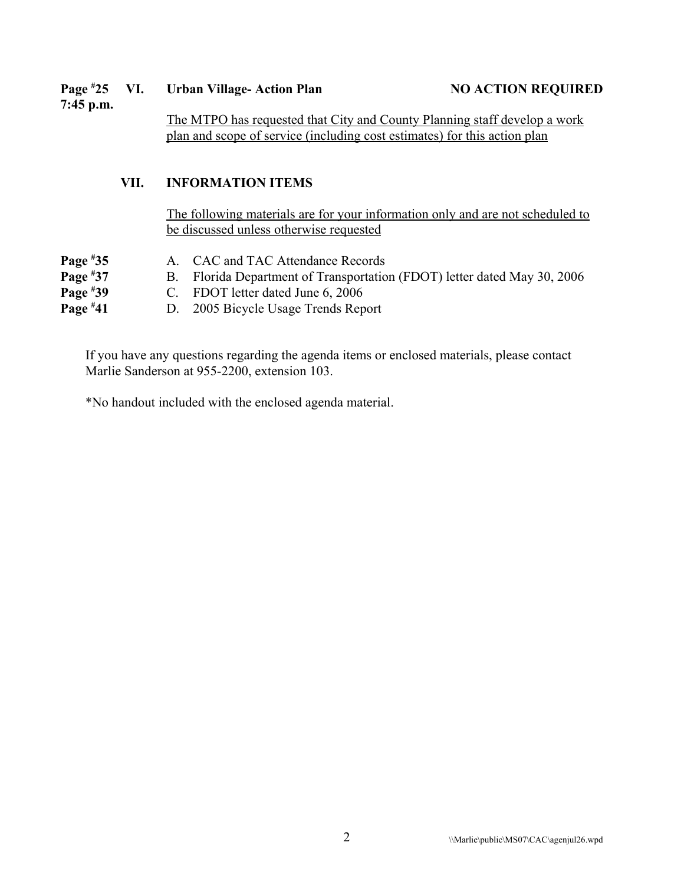**Page #25 7:45 p.m.** **VI. Urban Village- Action Plan** **NO ACTION REQUIRED**

The MTPO has requested that City and County Planning staff develop a work plan and scope of service (including cost estimates) for this action plan

**VII. INFORMATION ITEMS**

The following materials are for your information only and are not scheduled to be discussed unless otherwise requested

**Page #35** A. CAC and TAC Attendance Records

**Page #37** B. Florida Department of Transportation (FDOT) letter dated May 30, 2006

**Page #39** C. FDOT letter dated June 6, 2006

**Page #41** D. 2005 Bicycle Usage Trends Report

If you have any questions regarding the agenda items or enclosed materials, please contact Marlie Sanderson at 955-2200, extension 103.

*No handout included with the enclosed agenda material.